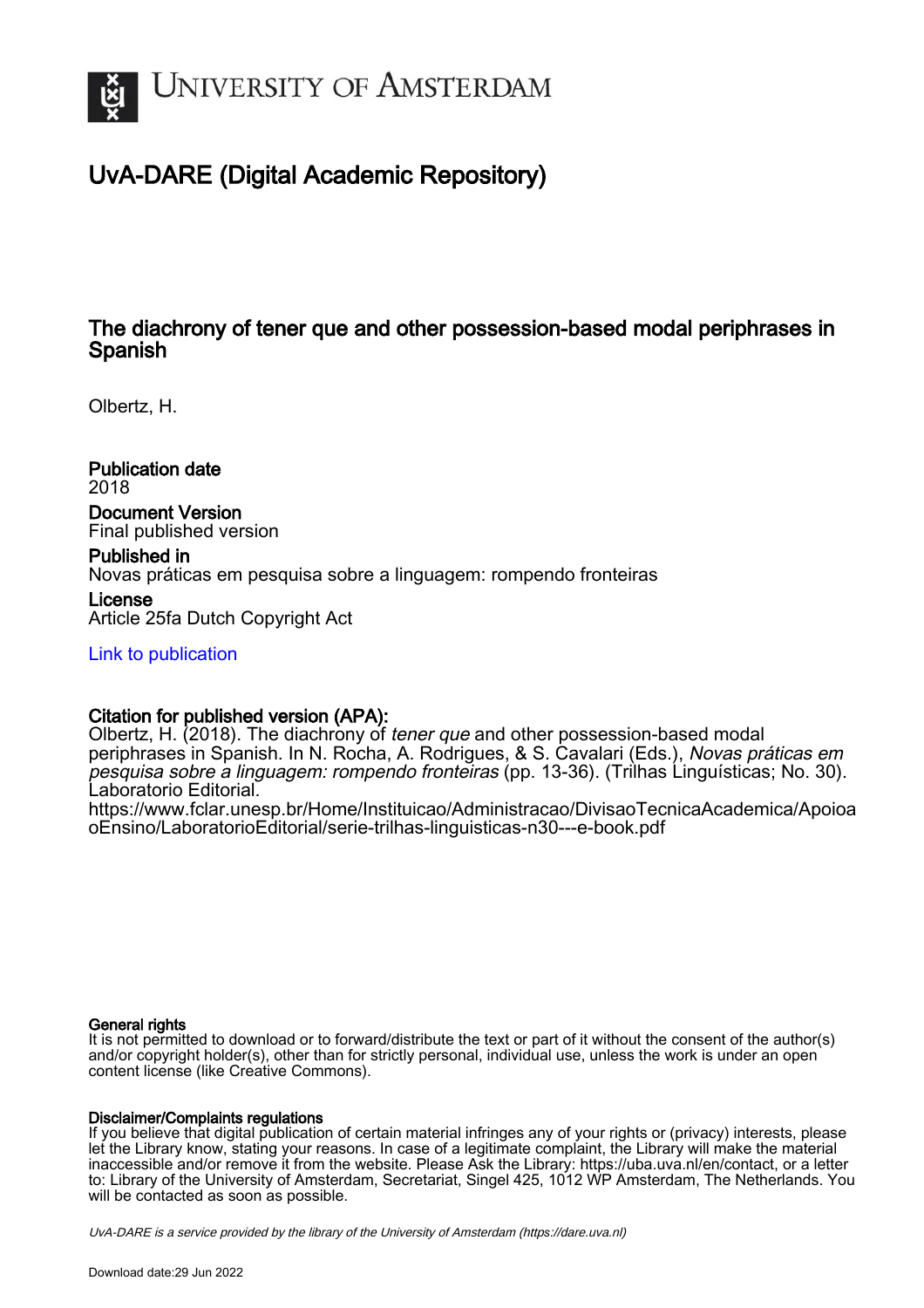UNIVERSITY OF AMSTERDAM

# UvA-DARE (Digital Academic Repository)

## The diachrony of tener que and other possession-based modal periphrases in Spanish

Olbertz, H.

**Publication date**
2018

**Document Version**
Final published version

**Published in**
Novas práticas em pesquisa sobre a linguagem: rompendo fronteiras

**License**
Article 25fa Dutch Copyright Act

[Link to publication](https://dare.uva.nl)

**Citation for published version (APA):**
Olbertz, H. (2018). The diachrony of *tener que* and other possession-based modal periphrases in Spanish. In N. Rocha, A. Rodrigues, & S. Cavalari (Eds.), *Novas práticas em pesquisa sobre a linguagem: rompendo fronteiras* (pp. 13-36). (Trilhas Linguísticas; No. 30). Laboratorio Editorial.
https://www.fclar.unesp.br/Home/Instituicao/Administracao/DivisaoTecnicaAcademica/ApoioaoEnsino/LaboratorioEditorial/serie-trilhas-linguisticas-n30---e-book.pdf

**General rights**
It is not permitted to download or to forward/distribute the text or part of it without the consent of the author(s) and/or copyright holder(s), other than for strictly personal, individual use, unless the work is under an open content license (like Creative Commons).

**Disclaimer/Complaints regulations**
If you believe that digital publication of certain material infringes any of your rights or (privacy) interests, please let the Library know, stating your reasons. In case of a legitimate complaint, the Library will make the material inaccessible and/or remove it from the website. Please Ask the Library: https://uba.uva.nl/en/contact, or a letter to: Library of the University of Amsterdam, Secretariat, Singel 425, 1012 WP Amsterdam, The Netherlands. You will be contacted as soon as possible.

*UvA-DARE is a service provided by the library of the University of Amsterdam (https://dare.uva.nl)*

Download date:29 Jun 2022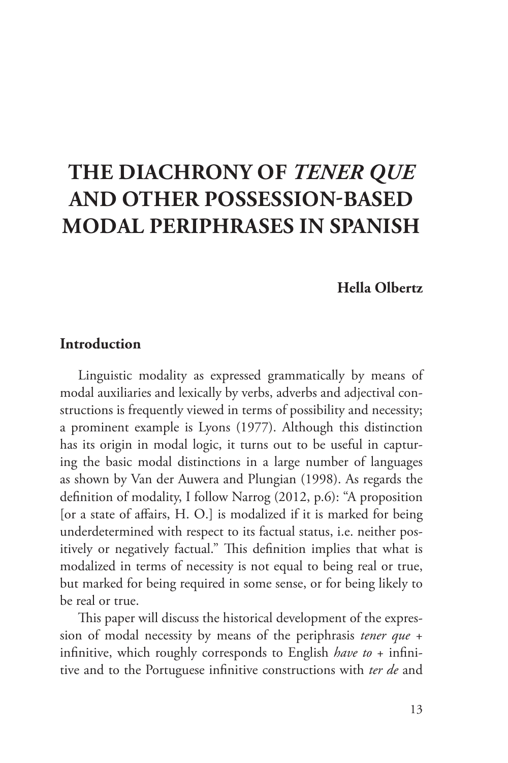# THE DIACHRONY OF *TENER QUE* AND OTHER POSSESSION-BASED MODAL PERIPHRASES IN SPANISH

**Hella Olbertz**

## Introduction

Linguistic modality as expressed grammatically by means of modal auxiliaries and lexically by verbs, adverbs and adjectival constructions is frequently viewed in terms of possibility and necessity; a prominent example is Lyons (1977). Although this distinction has its origin in modal logic, it turns out to be useful in capturing the basic modal distinctions in a large number of languages as shown by Van der Auwera and Plungian (1998). As regards the definition of modality, I follow Narrog (2012, p.6): "A proposition [or a state of affairs, H. O.] is modalized if it is marked for being underdetermined with respect to its factual status, i.e. neither positively or negatively factual." This definition implies that what is modalized in terms of necessity is not equal to being real or true, but marked for being required in some sense, or for being likely to be real or true.

This paper will discuss the historical development of the expression of modal necessity by means of the periphrasis *tener que* + infinitive, which roughly corresponds to English *have to* + infinitive and to the Portuguese infinitive constructions with *ter de* and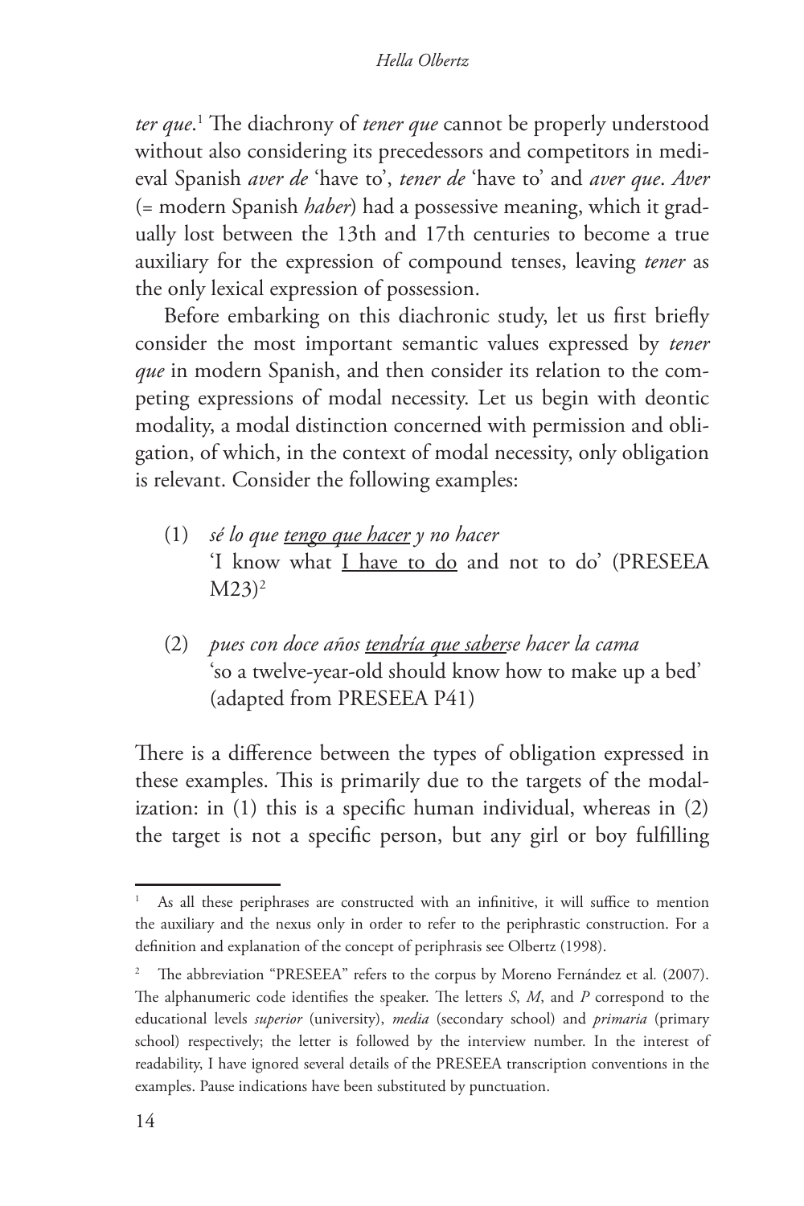*ter que*.[1] The diachrony of *tener que* cannot be properly understood without also considering its precedessors and competitors in medieval Spanish *aver de* 'have to', *tener de* 'have to' and *aver que*. *Aver* (= modern Spanish *haber*) had a possessive meaning, which it gradually lost between the 13th and 17th centuries to become a true auxiliary for the expression of compound tenses, leaving *tener* as the only lexical expression of possession.

Before embarking on this diachronic study, let us first briefly consider the most important semantic values expressed by *tener que* in modern Spanish, and then consider its relation to the competing expressions of modal necessity. Let us begin with deontic modality, a modal distinction concerned with permission and obligation, of which, in the context of modal necessity, only obligation is relevant. Consider the following examples:

(1) *sé lo que <u>tengo que hacer</u> y no hacer*
'I know what <u>I have to do</u> and not to do' (PRESEEA M23)[2]

(2) *pues con doce años <u>tendría que saber</u>se hacer la cama*
'so a twelve-year-old should know how to make up a bed' (adapted from PRESEEA P41)

There is a difference between the types of obligation expressed in these examples. This is primarily due to the targets of the modalization: in (1) this is a specific human individual, whereas in (2) the target is not a specific person, but any girl or boy fulfilling

---

[1] As all these periphrases are constructed with an infinitive, it will suffice to mention the auxiliary and the nexus only in order to refer to the periphrastic construction. For a definition and explanation of the concept of periphrasis see Olbertz (1998).

[2] The abbreviation "PRESEEA" refers to the corpus by Moreno Fernández et al. (2007). The alphanumeric code identifies the speaker. The letters *S*, *M*, and *P* correspond to the educational levels *superior* (university), *media* (secondary school) and *primaria* (primary school) respectively; the letter is followed by the interview number. In the interest of readability, I have ignored several details of the PRESEEA transcription conventions in the examples. Pause indications have been substituted by punctuation.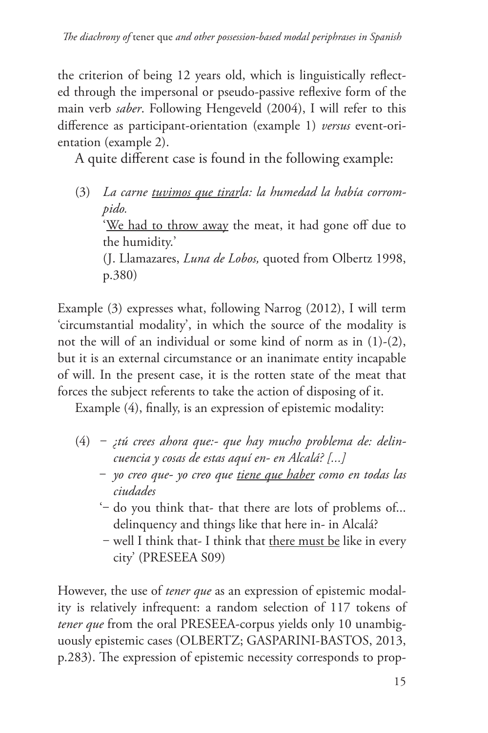the criterion of being 12 years old, which is linguistically reflected through the impersonal or pseudo-passive reflexive form of the main verb *saber*. Following Hengeveld (2004), I will refer to this difference as participant-orientation (example 1) *versus* event-orientation (example 2).

A quite different case is found in the following example:

(3) *La carne <u>tuvimos que tirar</u>la: la humedad la había corrompido.*
'<u>We had to throw away</u> the meat, it had gone off due to the humidity.'
(J. Llamazares, *Luna de Lobos,* quoted from Olbertz 1998, p.380)

Example (3) expresses what, following Narrog (2012), I will term 'circumstantial modality', in which the source of the modality is not the will of an individual or some kind of norm as in (1)-(2), but it is an external circumstance or an inanimate entity incapable of will. In the present case, it is the rotten state of the meat that forces the subject referents to take the action of disposing of it.

Example (4), finally, is an expression of epistemic modality:

(4) – *¿tú crees ahora que:- que hay mucho problema de: delincuencia y cosas de estas aquí en- en Alcalá? [...]*
– *yo creo que- yo creo que <u>tiene que haber</u> como en todas las ciudades*
'– do you think that- that there are lots of problems of... delinquency and things like that here in- in Alcalá?
– well I think that- I think that <u>there must be</u> like in every city' (PRESEEA S09)

However, the use of *tener que* as an expression of epistemic modality is relatively infrequent: a random selection of 117 tokens of *tener que* from the oral PRESEEA-corpus yields only 10 unambiguously epistemic cases (OLBERTZ; GASPARINI-BASTOS, 2013, p.283). The expression of epistemic necessity corresponds to prop-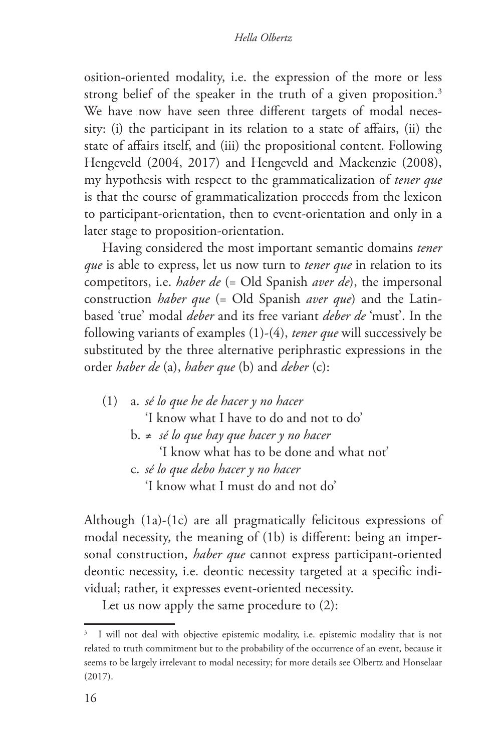osition-oriented modality, i.e. the expression of the more or less strong belief of the speaker in the truth of a given proposition.[3] We have now have seen three different targets of modal necessity: (i) the participant in its relation to a state of affairs, (ii) the state of affairs itself, and (iii) the propositional content. Following Hengeveld (2004, 2017) and Hengeveld and Mackenzie (2008), my hypothesis with respect to the grammaticalization of *tener que* is that the course of grammaticalization proceeds from the lexicon to participant-orientation, then to event-orientation and only in a later stage to proposition-orientation.

Having considered the most important semantic domains *tener que* is able to express, let us now turn to *tener que* in relation to its competitors, i.e. *haber de* (= Old Spanish *aver de*), the impersonal construction *haber que* (= Old Spanish *aver que*) and the Latin-based 'true' modal *deber* and its free variant *deber de* 'must'. In the following variants of examples (1)-(4), *tener que* will successively be substituted by the three alternative periphrastic expressions in the order *haber de* (a), *haber que* (b) and *deber* (c):

(1) a. *sé lo que he de hacer y no hacer*
  'I know what I have to do and not to do'
 b. ≠ *sé lo que hay que hacer y no hacer*
  'I know what has to be done and what not'
 c. *sé lo que debo hacer y no hacer*
  'I know what I must do and not do'

Although (1a)-(1c) are all pragmatically felicitous expressions of modal necessity, the meaning of (1b) is different: being an impersonal construction, *haber que* cannot express participant-oriented deontic necessity, i.e. deontic necessity targeted at a specific individual; rather, it expresses event-oriented necessity.

Let us now apply the same procedure to (2):

---

[3] I will not deal with objective epistemic modality, i.e. epistemic modality that is not related to truth commitment but to the probability of the occurrence of an event, because it seems to be largely irrelevant to modal necessity; for more details see Olbertz and Honselaar (2017).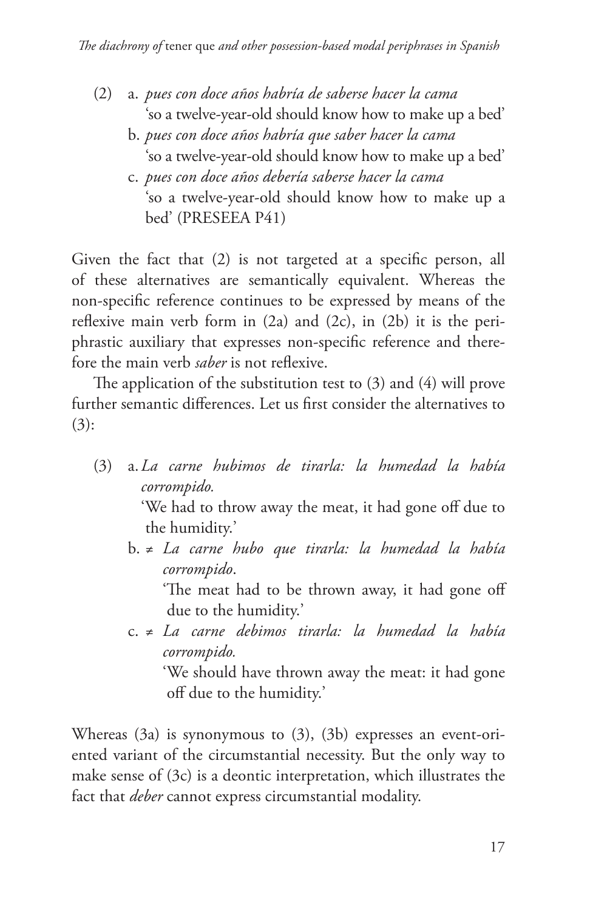(2) a. *pues con doce años habría de saberse hacer la cama*
 'so a twelve-year-old should know how to make up a bed'
 b. *pues con doce años habría que saber hacer la cama*
 'so a twelve-year-old should know how to make up a bed'
 c. *pues con doce años debería saberse hacer la cama*
 'so a twelve-year-old should know how to make up a bed' (PRESEEA P41)

Given the fact that (2) is not targeted at a specific person, all of these alternatives are semantically equivalent. Whereas the non-specific reference continues to be expressed by means of the reflexive main verb form in (2a) and (2c), in (2b) it is the periphrastic auxiliary that expresses non-specific reference and therefore the main verb *saber* is not reflexive.

The application of the substitution test to (3) and (4) will prove further semantic differences. Let us first consider the alternatives to (3):

(3) a. *La carne hubimos de tirarla: la humedad la había corrompido.*
 'We had to throw away the meat, it had gone off due to the humidity.'
 b. ≠ *La carne hubo que tirarla: la humedad la había corrompido*.
 'The meat had to be thrown away, it had gone off due to the humidity.'
 c. ≠ *La carne debimos tirarla: la humedad la había corrompido.*
 'We should have thrown away the meat: it had gone off due to the humidity.'

Whereas (3a) is synonymous to (3), (3b) expresses an event-oriented variant of the circumstantial necessity. But the only way to make sense of (3c) is a deontic interpretation, which illustrates the fact that *deber* cannot express circumstantial modality.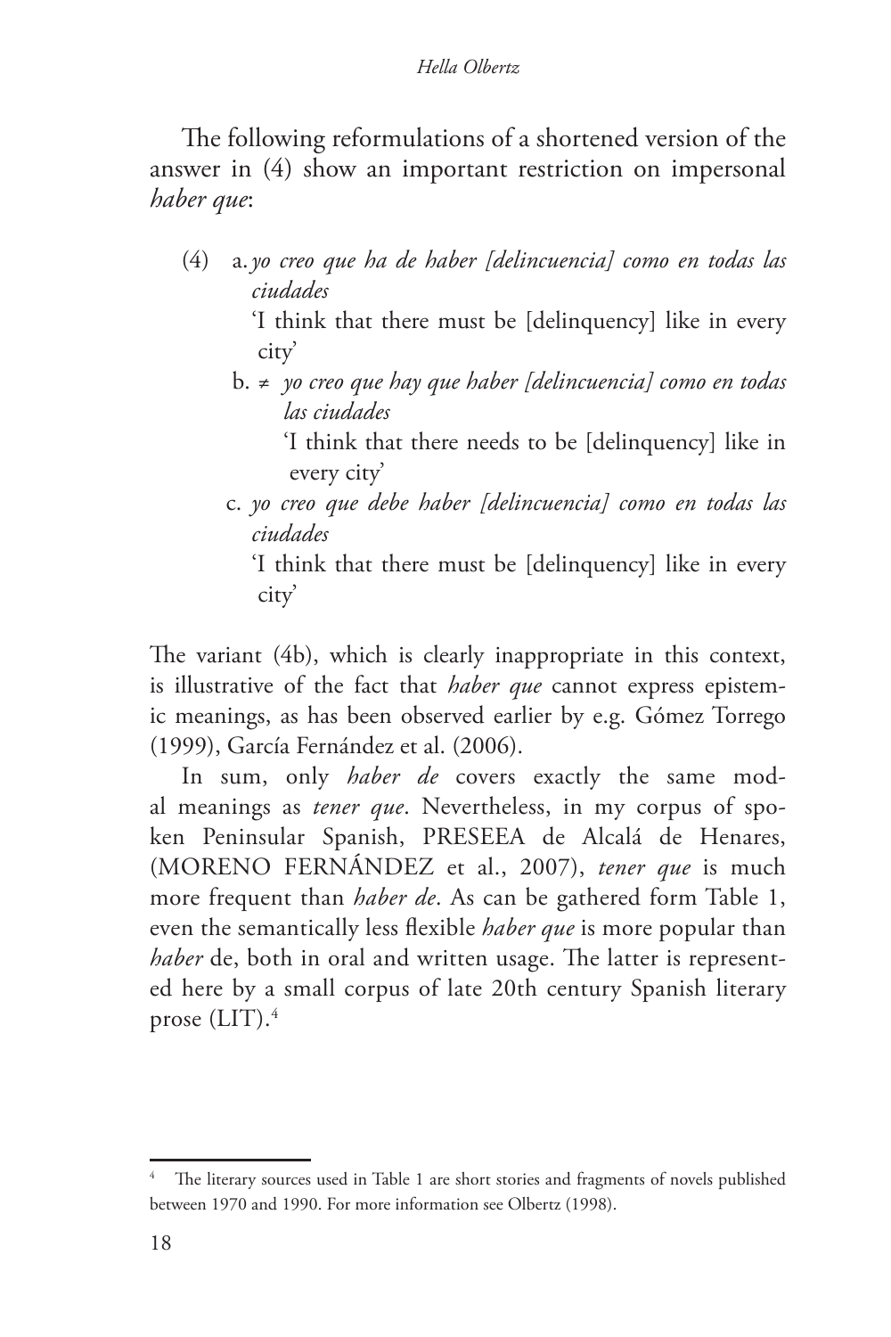The following reformulations of a shortened version of the answer in (4) show an important restriction on impersonal *haber que*:

(4) a. *yo creo que ha de haber [delincuencia] como en todas las ciudades*
   'I think that there must be [delinquency] like in every city'

  b. ≠ *yo creo que hay que haber [delincuencia] como en todas las ciudades*
   'I think that there needs to be [delinquency] like in every city'

  c. *yo creo que debe haber [delincuencia] como en todas las ciudades*
   'I think that there must be [delinquency] like in every city'

The variant (4b), which is clearly inappropriate in this context, is illustrative of the fact that *haber que* cannot express epistemic meanings, as has been observed earlier by e.g. Gómez Torrego (1999), García Fernández et al. (2006).

In sum, only *haber de* covers exactly the same modal meanings as *tener que*. Nevertheless, in my corpus of spoken Peninsular Spanish, PRESEEA de Alcalá de Henares, (MORENO FERNÁNDEZ et al., 2007), *tener que* is much more frequent than *haber de*. As can be gathered form Table 1, even the semantically less flexible *haber que* is more popular than *haber* de, both in oral and written usage. The latter is represented here by a small corpus of late 20th century Spanish literary prose (LIT).[4]

[4] The literary sources used in Table 1 are short stories and fragments of novels published between 1970 and 1990. For more information see Olbertz (1998).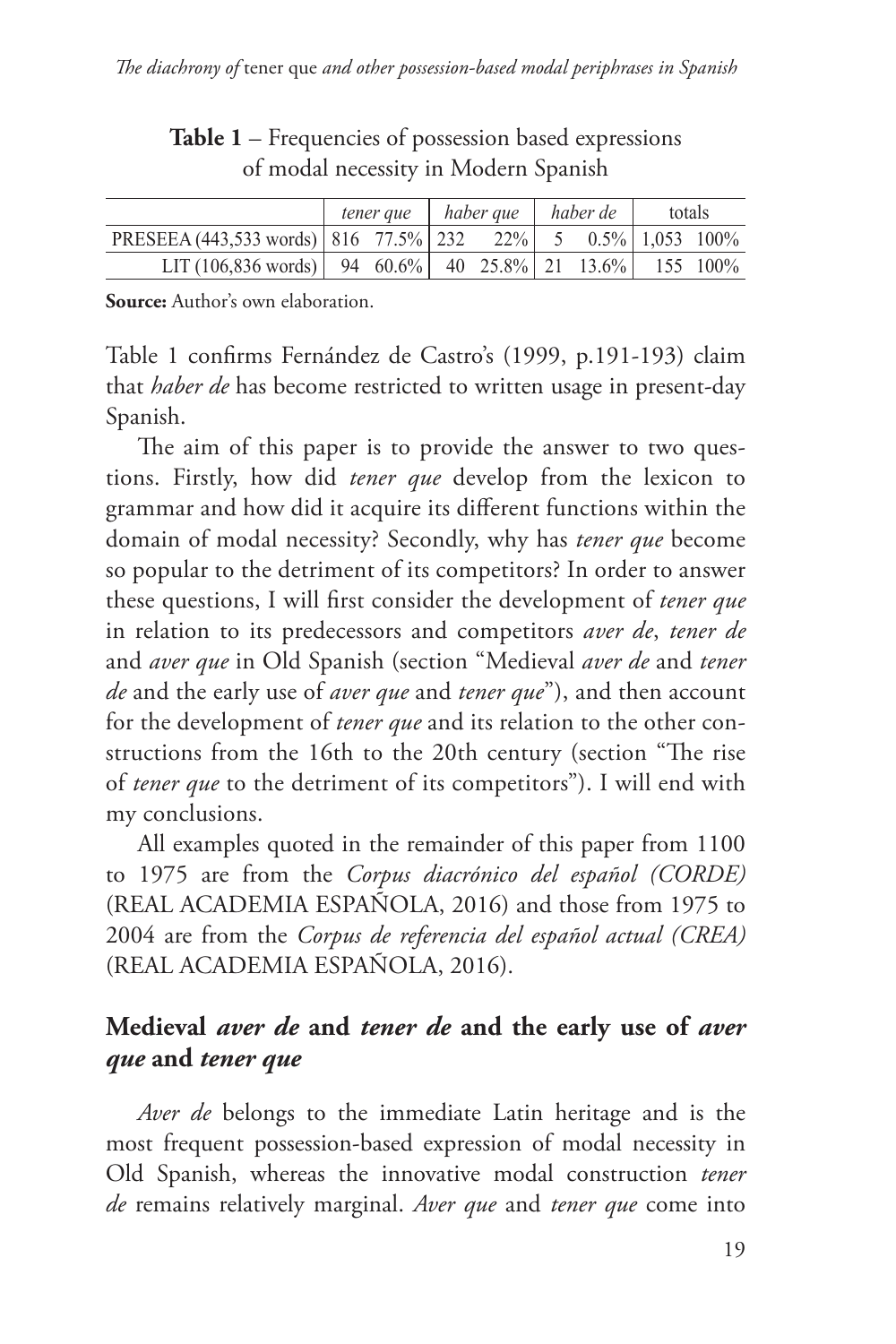**Table 1** – Frequencies of possession based expressions of modal necessity in Modern Spanish

| | *tener que* | | *haber que* | | *haber de* | | totals | |
|---|---|---|---|---|---|---|---|---|
| PRESEEA (443,533 words) | 816 | 77.5% | 232 | 22% | 5 | 0.5% | 1,053 | 100% |
| LIT (106,836 words) | 94 | 60.6% | 40 | 25.8% | 21 | 13.6% | 155 | 100% |

**Source:** Author's own elaboration.

Table 1 confirms Fernández de Castro's (1999, p.191-193) claim that *haber de* has become restricted to written usage in present-day Spanish.

The aim of this paper is to provide the answer to two questions. Firstly, how did *tener que* develop from the lexicon to grammar and how did it acquire its different functions within the domain of modal necessity? Secondly, why has *tener que* become so popular to the detriment of its competitors? In order to answer these questions, I will first consider the development of *tener que* in relation to its predecessors and competitors *aver de*, *tener de* and *aver que* in Old Spanish (section "Medieval *aver de* and *tener de* and the early use of *aver que* and *tener que*"), and then account for the development of *tener que* and its relation to the other constructions from the 16th to the 20th century (section "The rise of *tener que* to the detriment of its competitors"). I will end with my conclusions.

All examples quoted in the remainder of this paper from 1100 to 1975 are from the *Corpus diacrónico del español (CORDE)* (REAL ACADEMIA ESPAÑOLA, 2016) and those from 1975 to 2004 are from the *Corpus de referencia del español actual (CREA)* (REAL ACADEMIA ESPAÑOLA, 2016).

## Medieval *aver de* and *tener de* and the early use of *aver que* and *tener que*

*Aver de* belongs to the immediate Latin heritage and is the most frequent possession-based expression of modal necessity in Old Spanish, whereas the innovative modal construction *tener de* remains relatively marginal. *Aver que* and *tener que* come into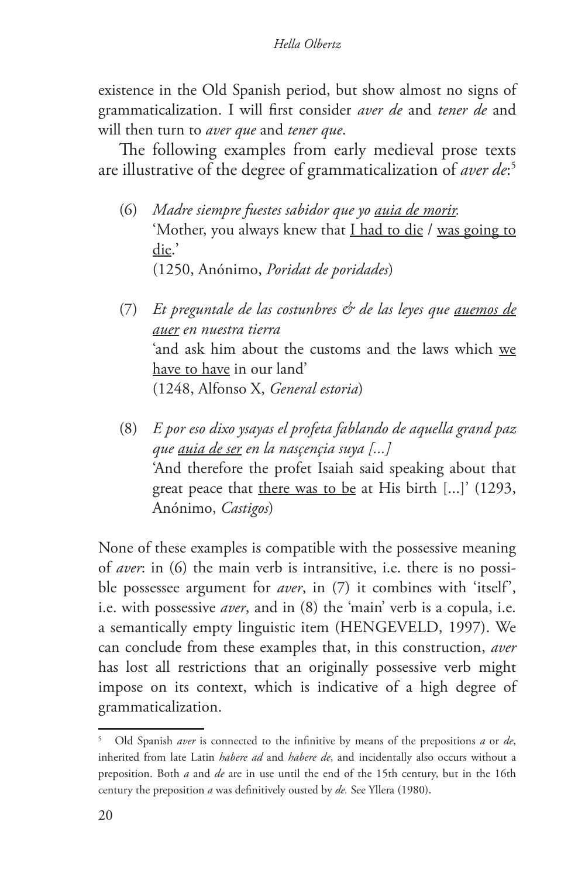existence in the Old Spanish period, but show almost no signs of grammaticalization. I will first consider *aver de* and *tener de* and will then turn to *aver que* and *tener que*.

The following examples from early medieval prose texts are illustrative of the degree of grammaticalization of *aver de*:[5]

(6) *Madre siempre fuestes sabidor que yo <u>auia de morir</u>.*
'Mother, you always knew that <u>I had to die</u> / <u>was going to die</u>.'
(1250, Anónimo, *Poridat de poridades*)

(7) *Et preguntale de las costunbres & de las leyes que <u>auemos de auer</u> en nuestra tierra*
'and ask him about the customs and the laws which <u>we have to have</u> in our land'
(1248, Alfonso X, *General estoria*)

(8) *E por eso dixo ysayas el profeta fablando de aquella grand paz que <u>auia de ser</u> en la nasçençia suya [...]*
'And therefore the profet Isaiah said speaking about that great peace that <u>there was to be</u> at His birth [...]' (1293, Anónimo, *Castigos*)

None of these examples is compatible with the possessive meaning of *aver*: in (6) the main verb is intransitive, i.e. there is no possible possessee argument for *aver*, in (7) it combines with 'itself', i.e. with possessive *aver*, and in (8) the 'main' verb is a copula, i.e. a semantically empty linguistic item (HENGEVELD, 1997). We can conclude from these examples that, in this construction, *aver* has lost all restrictions that an originally possessive verb might impose on its context, which is indicative of a high degree of grammaticalization.

---

[5] Old Spanish *aver* is connected to the infinitive by means of the prepositions *a* or *de*, inherited from late Latin *habere ad* and *habere de*, and incidentally also occurs without a preposition. Both *a* and *de* are in use until the end of the 15th century, but in the 16th century the preposition *a* was definitively ousted by *de.* See Yllera (1980).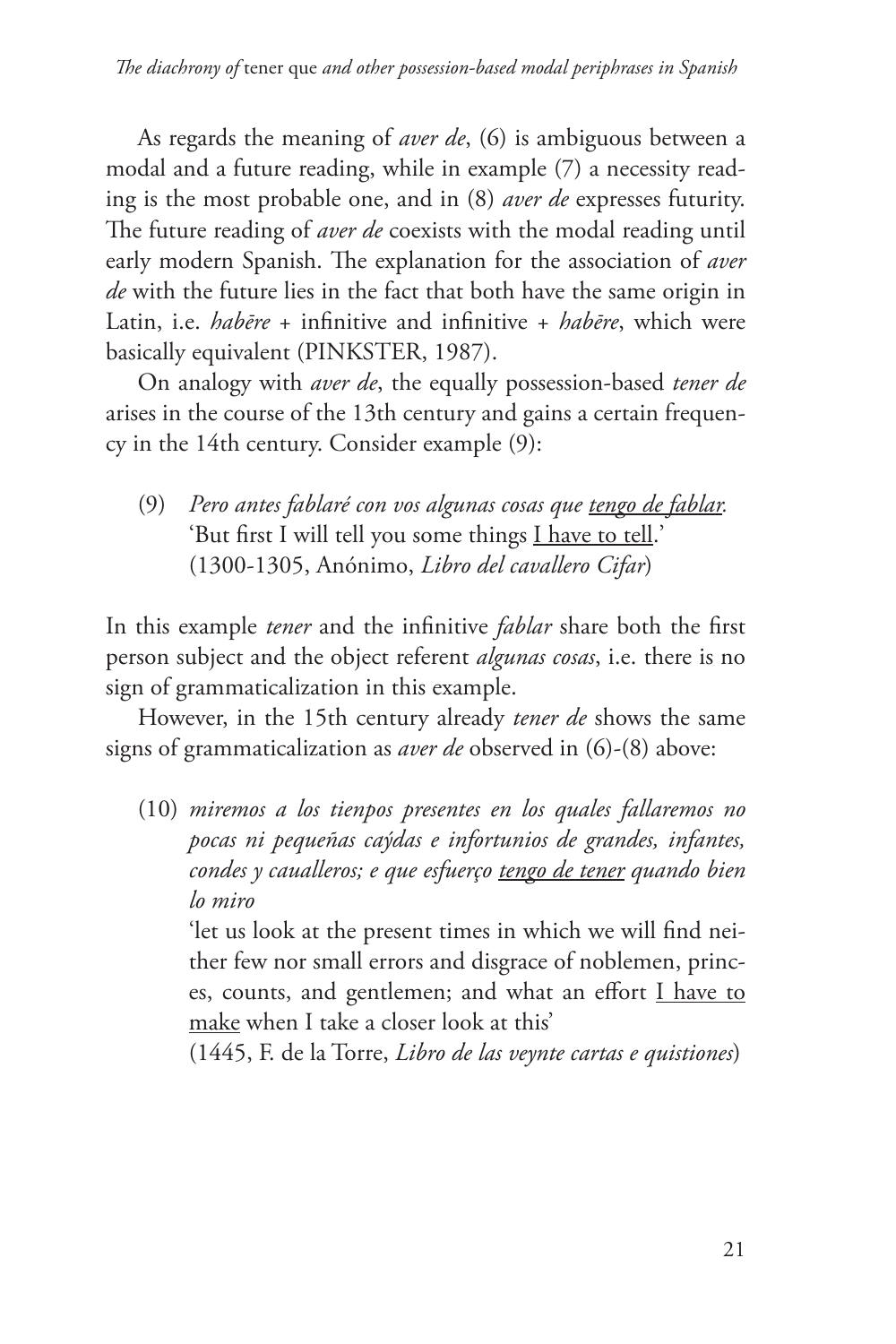As regards the meaning of *aver de*, (6) is ambiguous between a modal and a future reading, while in example (7) a necessity reading is the most probable one, and in (8) *aver de* expresses futurity. The future reading of *aver de* coexists with the modal reading until early modern Spanish. The explanation for the association of *aver de* with the future lies in the fact that both have the same origin in Latin, i.e. *habēre* + infinitive and infinitive + *habēre*, which were basically equivalent (PINKSTER, 1987).

On analogy with *aver de*, the equally possession-based *tener de* arises in the course of the 13th century and gains a certain frequency in the 14th century. Consider example (9):

(9) *Pero antes fablaré con vos algunas cosas que tengo de fablar.*
'But first I will tell you some things I have to tell.'
(1300-1305, Anónimo, *Libro del cavallero Cifar*)

In this example *tener* and the infinitive *fablar* share both the first person subject and the object referent *algunas cosas*, i.e. there is no sign of grammaticalization in this example.

However, in the 15th century already *tener de* shows the same signs of grammaticalization as *aver de* observed in (6)-(8) above:

(10) *miremos a los tienpos presentes en los quales fallaremos no pocas ni pequeñas caýdas e infortunios de grandes, infantes, condes y caualleros; e que esfuerço tengo de tener quando bien lo miro*
'let us look at the present times in which we will find neither few nor small errors and disgrace of noblemen, princes, counts, and gentlemen; and what an effort I have to make when I take a closer look at this'
(1445, F. de la Torre, *Libro de las veynte cartas e quistiones*)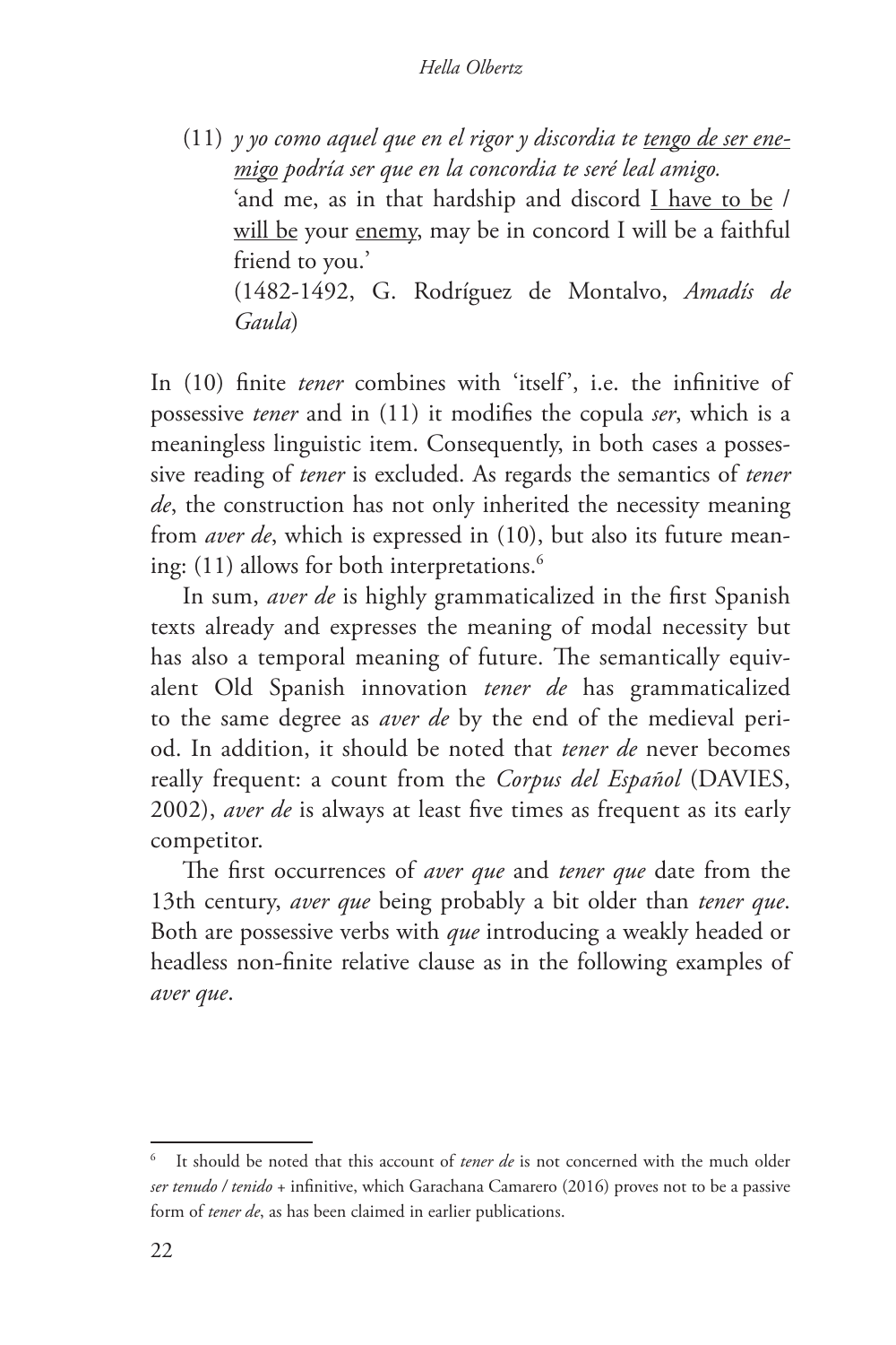(11) *y yo como aquel que en el rigor y discordia te tengo de ser enemigo podría ser que en la concordia te seré leal amigo.*
'and me, as in that hardship and discord I have to be / will be your enemy, may be in concord I will be a faithful friend to you.'
(1482-1492, G. Rodríguez de Montalvo, *Amadís de Gaula*)

In (10) finite *tener* combines with 'itself', i.e. the infinitive of possessive *tener* and in (11) it modifies the copula *ser*, which is a meaningless linguistic item. Consequently, in both cases a possessive reading of *tener* is excluded. As regards the semantics of *tener de*, the construction has not only inherited the necessity meaning from *aver de*, which is expressed in (10), but also its future meaning: (11) allows for both interpretations.[6]

In sum, *aver de* is highly grammaticalized in the first Spanish texts already and expresses the meaning of modal necessity but has also a temporal meaning of future. The semantically equivalent Old Spanish innovation *tener de* has grammaticalized to the same degree as *aver de* by the end of the medieval period. In addition, it should be noted that *tener de* never becomes really frequent: a count from the *Corpus del Español* (DAVIES, 2002), *aver de* is always at least five times as frequent as its early competitor.

The first occurrences of *aver que* and *tener que* date from the 13th century, *aver que* being probably a bit older than *tener que*. Both are possessive verbs with *que* introducing a weakly headed or headless non-finite relative clause as in the following examples of *aver que*.

---

[6] It should be noted that this account of *tener de* is not concerned with the much older *ser tenudo / tenido* + infinitive, which Garachana Camarero (2016) proves not to be a passive form of *tener de*, as has been claimed in earlier publications.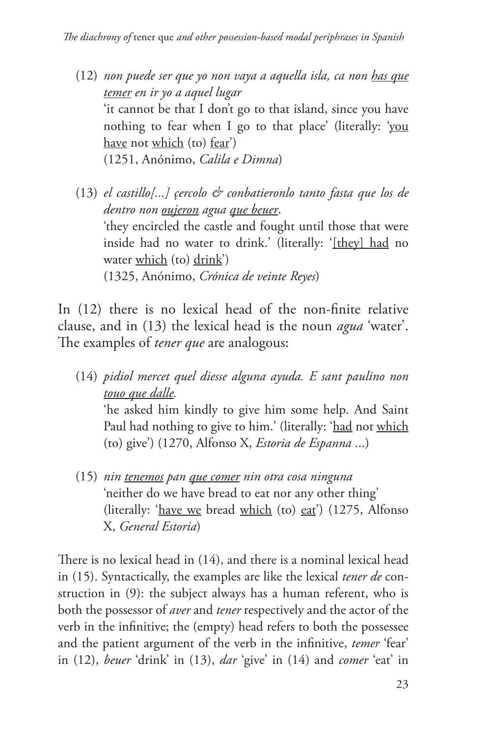(12) *non puede ser que yo non vaya a aquella isla, ca non <u>has que temer</u> en ir yo a aquel lugar*
'it cannot be that I don't go to that island, since you have nothing to fear when I go to that place' (literally: '<u>you have</u> not <u>which</u> (to) <u>fear</u>')
(1251, Anónimo, *Calila e Dimna*)

(13) *el castillo[...] çercolo & conbatieronlo tanto fasta que los de dentro non <u>oujeron</u> agua <u>que beuer</u>.*
'they encircled the castle and fought until those that were inside had no water to drink.' (literally: '<u>[they] had</u> no water <u>which</u> (to) <u>drink</u>')
(1325, Anónimo, *Crónica de veinte Reyes*)

In (12) there is no lexical head of the non-finite relative clause, and in (13) the lexical head is the noun *agua* 'water'. The examples of *tener que* are analogous:

(14) *pidiol mercet quel diesse alguna ayuda. E sant paulino non <u>touo que dalle</u>.*
'he asked him kindly to give him some help. And Saint Paul had nothing to give to him.' (literally: '<u>had</u> not <u>which</u> (to) give') (1270, Alfonso X, *Estoria de Espanna* ...)

(15) *nin <u>tenemos</u> pan <u>que comer</u> nin otra cosa ninguna*
'neither do we have bread to eat nor any other thing' (literally: '<u>have we</u> bread <u>which</u> (to) <u>eat</u>') (1275, Alfonso X, *General Estoria*)

There is no lexical head in (14), and there is a nominal lexical head in (15). Syntactically, the examples are like the lexical *tener de* construction in (9): the subject always has a human referent, who is both the possessor of *aver* and *tener* respectively and the actor of the verb in the infinitive; the (empty) head refers to both the possessee and the patient argument of the verb in the infinitive, *temer* 'fear' in (12), *beuer* 'drink' in (13), *dar* 'give' in (14) and *comer* 'eat' in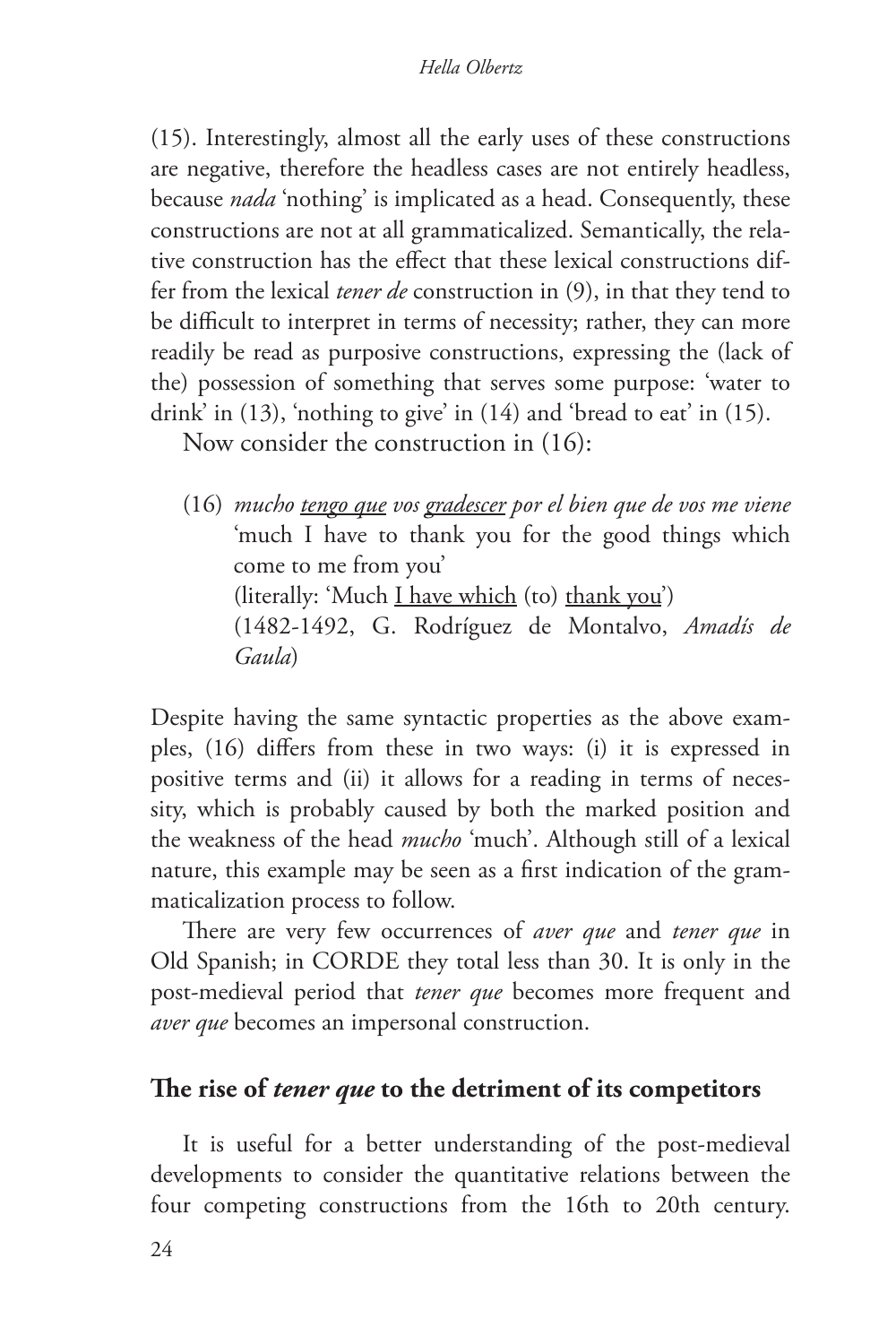(15). Interestingly, almost all the early uses of these constructions are negative, therefore the headless cases are not entirely headless, because *nada* 'nothing' is implicated as a head. Consequently, these constructions are not at all grammaticalized. Semantically, the relative construction has the effect that these lexical constructions differ from the lexical *tener de* construction in (9), in that they tend to be difficult to interpret in terms of necessity; rather, they can more readily be read as purposive constructions, expressing the (lack of the) possession of something that serves some purpose: 'water to drink' in (13), 'nothing to give' in (14) and 'bread to eat' in (15).

Now consider the construction in (16):

(16) *mucho <u>tengo que</u> vos <u>gradescer</u> por el bien que de vos me viene*
'much I have to thank you for the good things which come to me from you'
(literally: 'Much <u>I have which</u> (to) <u>thank you</u>')
(1482-1492, G. Rodríguez de Montalvo, *Amadís de Gaula*)

Despite having the same syntactic properties as the above examples, (16) differs from these in two ways: (i) it is expressed in positive terms and (ii) it allows for a reading in terms of necessity, which is probably caused by both the marked position and the weakness of the head *mucho* 'much'. Although still of a lexical nature, this example may be seen as a first indication of the grammaticalization process to follow.

There are very few occurrences of *aver que* and *tener que* in Old Spanish; in CORDE they total less than 30. It is only in the post-medieval period that *tener que* becomes more frequent and *aver que* becomes an impersonal construction.

## The rise of *tener que* to the detriment of its competitors

It is useful for a better understanding of the post-medieval developments to consider the quantitative relations between the four competing constructions from the 16th to 20th century.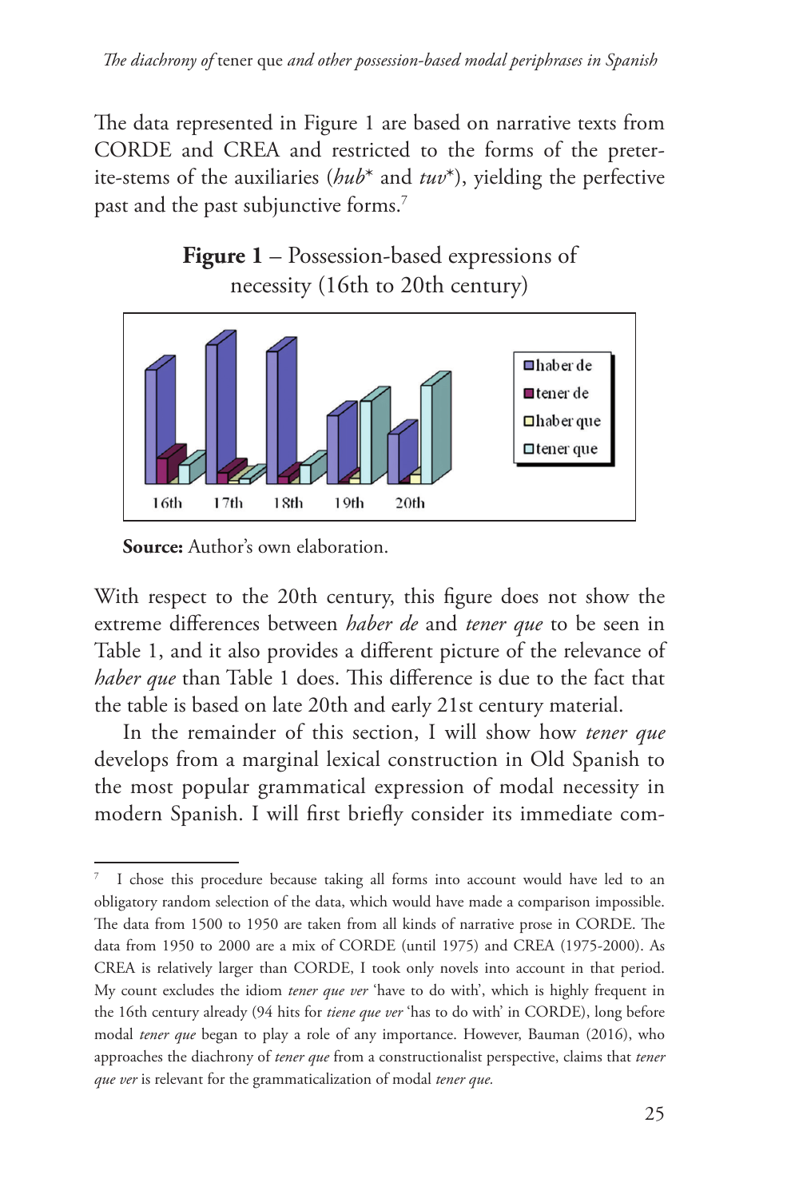The data represented in Figure 1 are based on narrative texts from CORDE and CREA and restricted to the forms of the preterite-stems of the auxiliaries (*hub\** and *tuv\**), yielding the perfective past and the past subjunctive forms.[7]

**Figure 1** – Possession-based expressions of necessity (16th to 20th century)

**Source:** Author's own elaboration.

With respect to the 20th century, this figure does not show the extreme differences between *haber de* and *tener que* to be seen in Table 1, and it also provides a different picture of the relevance of *haber que* than Table 1 does. This difference is due to the fact that the table is based on late 20th and early 21st century material.

In the remainder of this section, I will show how *tener que* develops from a marginal lexical construction in Old Spanish to the most popular grammatical expression of modal necessity in modern Spanish. I will first briefly consider its immediate com-

[7] I chose this procedure because taking all forms into account would have led to an obligatory random selection of the data, which would have made a comparison impossible. The data from 1500 to 1950 are taken from all kinds of narrative prose in CORDE. The data from 1950 to 2000 are a mix of CORDE (until 1975) and CREA (1975-2000). As CREA is relatively larger than CORDE, I took only novels into account in that period. My count excludes the idiom *tener que ver* 'have to do with', which is highly frequent in the 16th century already (94 hits for *tiene que ver* 'has to do with' in CORDE), long before modal *tener que* began to play a role of any importance. However, Bauman (2016), who approaches the diachrony of *tener que* from a constructionalist perspective, claims that *tener que ver* is relevant for the grammaticalization of modal *tener que.*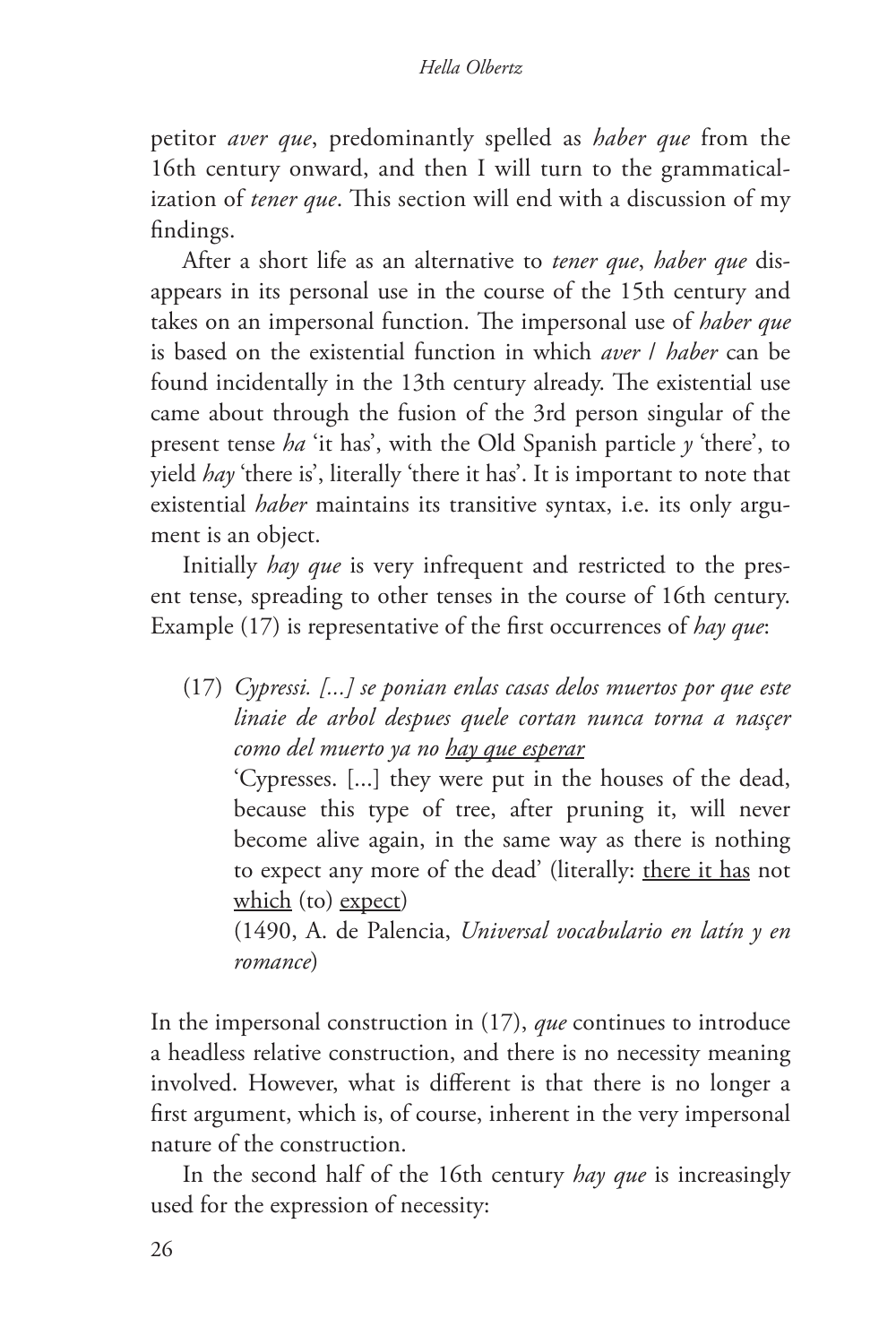petitor *aver que*, predominantly spelled as *haber que* from the 16th century onward, and then I will turn to the grammaticalization of *tener que*. This section will end with a discussion of my findings.

After a short life as an alternative to *tener que*, *haber que* disappears in its personal use in the course of the 15th century and takes on an impersonal function. The impersonal use of *haber que* is based on the existential function in which *aver* / *haber* can be found incidentally in the 13th century already. The existential use came about through the fusion of the 3rd person singular of the present tense *ha* 'it has', with the Old Spanish particle *y* 'there', to yield *hay* 'there is', literally 'there it has'. It is important to note that existential *haber* maintains its transitive syntax, i.e. its only argument is an object.

Initially *hay que* is very infrequent and restricted to the present tense, spreading to other tenses in the course of 16th century. Example (17) is representative of the first occurrences of *hay que*:

(17) *Cypressi. [...] se ponian enlas casas delos muertos por que este linaie de arbol despues quele cortan nunca torna a nasçer como del muerto ya no <u>hay que esperar</u>*

'Cypresses. [...] they were put in the houses of the dead, because this type of tree, after pruning it, will never become alive again, in the same way as there is nothing to expect any more of the dead' (literally: <u>there it has</u> not <u>which</u> (to) <u>expect</u>)

(1490, A. de Palencia, *Universal vocabulario en latín y en romance*)

In the impersonal construction in (17), *que* continues to introduce a headless relative construction, and there is no necessity meaning involved. However, what is different is that there is no longer a first argument, which is, of course, inherent in the very impersonal nature of the construction.

In the second half of the 16th century *hay que* is increasingly used for the expression of necessity: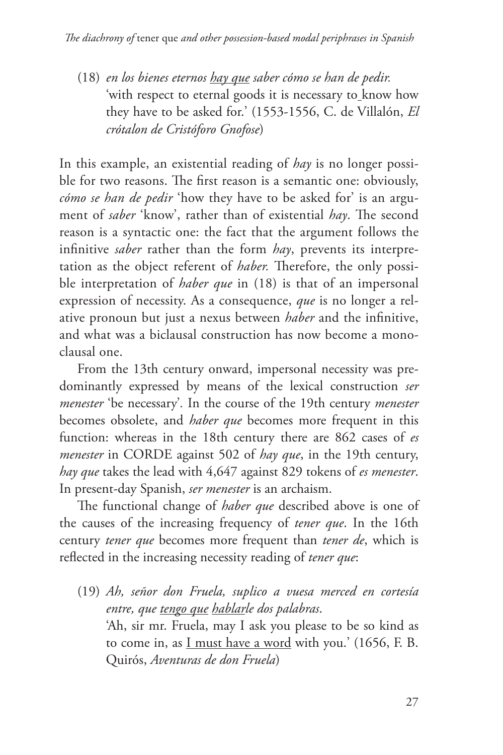(18) *en los bienes eternos <u>hay que</u> saber cómo se han de pedir.*
'with respect to eternal goods it is necessary to know how they have to be asked for.' (1553-1556, C. de Villalón, *El crótalon de Cristóforo Gnofose*)

In this example, an existential reading of *hay* is no longer possible for two reasons. The first reason is a semantic one: obviously, *cómo se han de pedir* 'how they have to be asked for' is an argument of *saber* 'know', rather than of existential *hay*. The second reason is a syntactic one: the fact that the argument follows the infinitive *saber* rather than the form *hay*, prevents its interpretation as the object referent of *haber.* Therefore, the only possible interpretation of *haber que* in (18) is that of an impersonal expression of necessity. As a consequence, *que* is no longer a relative pronoun but just a nexus between *haber* and the infinitive, and what was a biclausal construction has now become a monoclausal one.

From the 13th century onward, impersonal necessity was predominantly expressed by means of the lexical construction *ser menester* 'be necessary'. In the course of the 19th century *menester* becomes obsolete, and *haber que* becomes more frequent in this function: whereas in the 18th century there are 862 cases of *es menester* in CORDE against 502 of *hay que*, in the 19th century, *hay que* takes the lead with 4,647 against 829 tokens of *es menester*. In present-day Spanish, *ser menester* is an archaism.

The functional change of *haber que* described above is one of the causes of the increasing frequency of *tener que*. In the 16th century *tener que* becomes more frequent than *tener de*, which is reflected in the increasing necessity reading of *tener que*:

(19) *Ah, señor don Fruela, suplico a vuesa merced en cortesía entre, que <u>tengo que</u> <u>hablar</u>le dos palabras*.
'Ah, sir mr. Fruela, may I ask you please to be so kind as to come in, as <u>I must have a word</u> with you.' (1656, F. B. Quirós, *Aventuras de don Fruela*)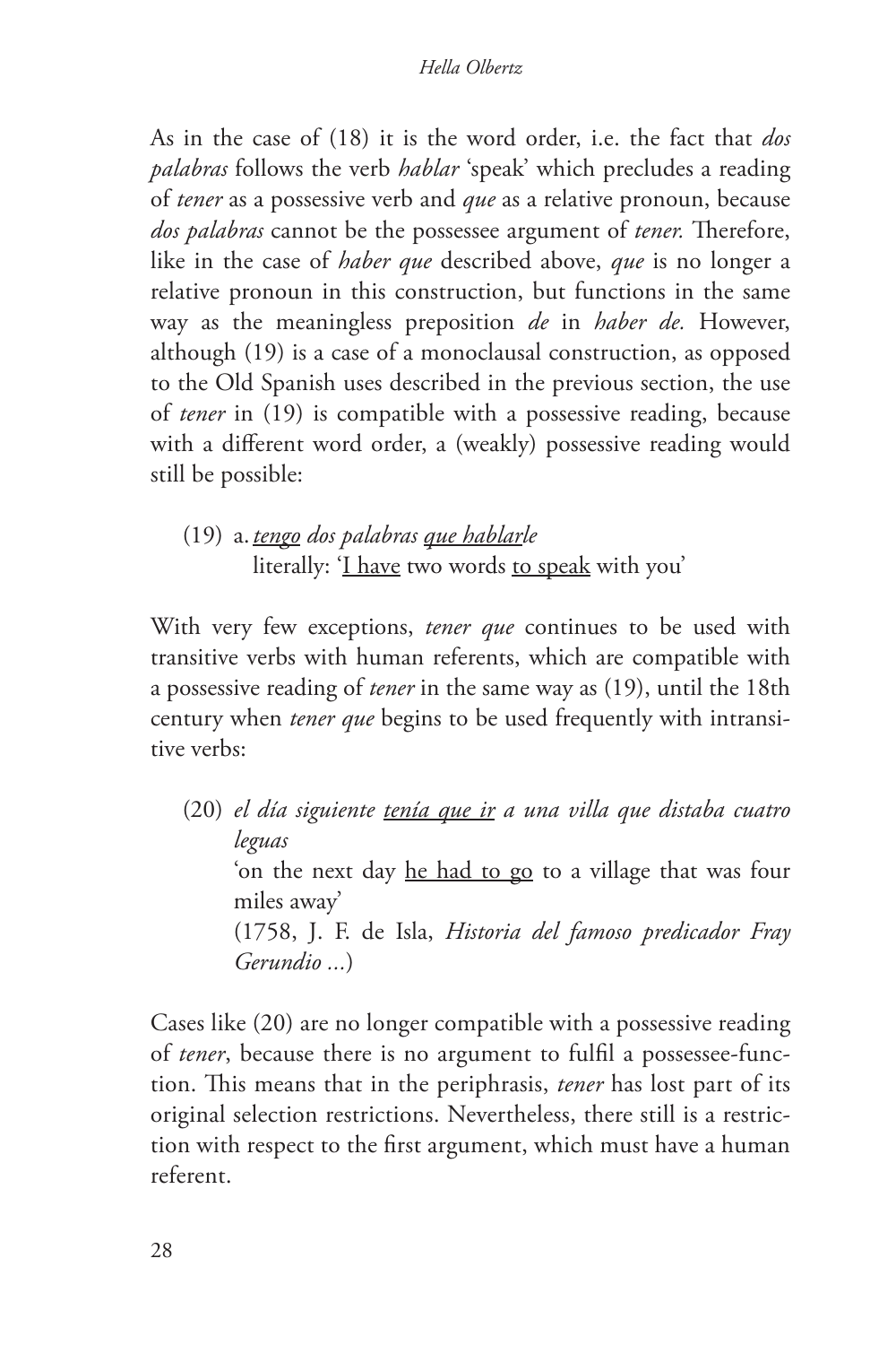As in the case of (18) it is the word order, i.e. the fact that *dos palabras* follows the verb *hablar* 'speak' which precludes a reading of *tener* as a possessive verb and *que* as a relative pronoun, because *dos palabras* cannot be the possessee argument of *tener.* Therefore, like in the case of *haber que* described above, *que* is no longer a relative pronoun in this construction, but functions in the same way as the meaningless preposition *de* in *haber de.* However, although (19) is a case of a monoclausal construction, as opposed to the Old Spanish uses described in the previous section, the use of *tener* in (19) is compatible with a possessive reading, because with a different word order, a (weakly) possessive reading would still be possible:

(19) a. <u>*tengo*</u> *dos palabras* <u>*que hablar*</u>*le*
literally: '<u>I have</u> two words <u>to speak</u> with you'

With very few exceptions, *tener que* continues to be used with transitive verbs with human referents, which are compatible with a possessive reading of *tener* in the same way as (19), until the 18th century when *tener que* begins to be used frequently with intransitive verbs:

(20) *el día siguiente* <u>*tenía que ir*</u> *a una villa que distaba cuatro leguas*
'on the next day <u>he had to go</u> to a village that was four miles away'
(1758, J. F. de Isla, *Historia del famoso predicador Fray Gerundio ...*)

Cases like (20) are no longer compatible with a possessive reading of *tener*, because there is no argument to fulfil a possessee-function. This means that in the periphrasis, *tener* has lost part of its original selection restrictions. Nevertheless, there still is a restriction with respect to the first argument, which must have a human referent.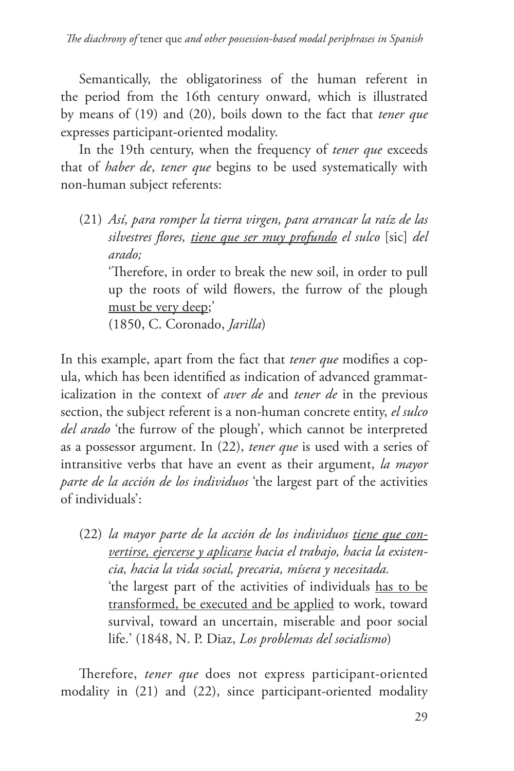Semantically, the obligatoriness of the human referent in the period from the 16th century onward, which is illustrated by means of (19) and (20), boils down to the fact that *tener que* expresses participant-oriented modality.

In the 19th century, when the frequency of *tener que* exceeds that of *haber de*, *tener que* begins to be used systematically with non-human subject referents:

(21) *Así, para romper la tierra virgen, para arrancar la raíz de las silvestres flores, <u>tiene que ser muy profundo</u> el sulco* [sic] *del arado;*
'Therefore, in order to break the new soil, in order to pull up the roots of wild flowers, the furrow of the plough <u>must be very deep</u>;'
(1850, C. Coronado, *Jarilla*)

In this example, apart from the fact that *tener que* modifies a copula, which has been identified as indication of advanced grammaticalization in the context of *aver de* and *tener de* in the previous section, the subject referent is a non-human concrete entity, *el sulco del arado* 'the furrow of the plough', which cannot be interpreted as a possessor argument. In (22), *tener que* is used with a series of intransitive verbs that have an event as their argument, *la mayor parte de la acción de los individuos* 'the largest part of the activities of individuals':

(22) *la mayor parte de la acción de los individuos <u>tiene que convertirse, ejercerse y aplicarse</u> hacia el trabajo, hacia la existencia, hacia la vida social, precaria, mísera y necesitada.*
'the largest part of the activities of individuals <u>has to be transformed, be executed and be applied</u> to work, toward survival, toward an uncertain, miserable and poor social life.' (1848, N. P. Diaz, *Los problemas del socialismo*)

Therefore, *tener que* does not express participant-oriented modality in (21) and (22), since participant-oriented modality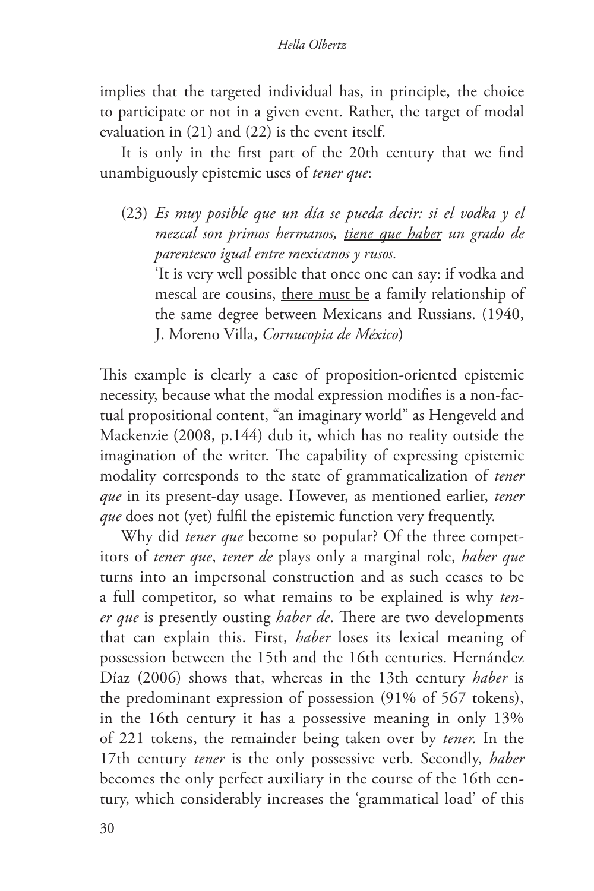implies that the targeted individual has, in principle, the choice to participate or not in a given event. Rather, the target of modal evaluation in (21) and (22) is the event itself.

It is only in the first part of the 20th century that we find unambiguously epistemic uses of *tener que*:

(23) *Es muy posible que un día se pueda decir: si el vodka y el mezcal son primos hermanos, <u>tiene que haber</u> un grado de parentesco igual entre mexicanos y rusos.*
'It is very well possible that once one can say: if vodka and mescal are cousins, <u>there must be</u> a family relationship of the same degree between Mexicans and Russians. (1940, J. Moreno Villa, *Cornucopia de México*)

This example is clearly a case of proposition-oriented epistemic necessity, because what the modal expression modifies is a non-factual propositional content, "an imaginary world" as Hengeveld and Mackenzie (2008, p.144) dub it, which has no reality outside the imagination of the writer. The capability of expressing epistemic modality corresponds to the state of grammaticalization of *tener que* in its present-day usage. However, as mentioned earlier, *tener que* does not (yet) fulfil the epistemic function very frequently.

Why did *tener que* become so popular? Of the three competitors of *tener que*, *tener de* plays only a marginal role, *haber que* turns into an impersonal construction and as such ceases to be a full competitor, so what remains to be explained is why *tener que* is presently ousting *haber de*. There are two developments that can explain this. First, *haber* loses its lexical meaning of possession between the 15th and the 16th centuries. Hernández Díaz (2006) shows that, whereas in the 13th century *haber* is the predominant expression of possession (91% of 567 tokens), in the 16th century it has a possessive meaning in only 13% of 221 tokens, the remainder being taken over by *tener.* In the 17th century *tener* is the only possessive verb. Secondly, *haber* becomes the only perfect auxiliary in the course of the 16th century, which considerably increases the 'grammatical load' of this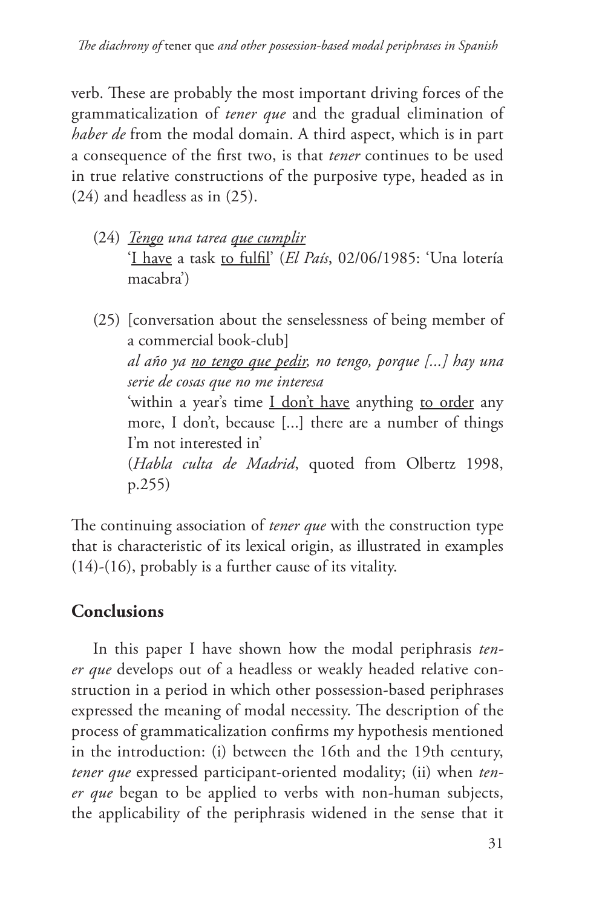verb. These are probably the most important driving forces of the grammaticalization of *tener que* and the gradual elimination of *haber de* from the modal domain. A third aspect, which is in part a consequence of the first two, is that *tener* continues to be used in true relative constructions of the purposive type, headed as in (24) and headless as in (25).

(24) <u>*Tengo*</u> *una tarea* <u>*que cumplir*</u>
'<u>I have</u> a task <u>to fulfil</u>' (*El País*, 02/06/1985: 'Una lotería macabra')

(25) [conversation about the senselessness of being member of a commercial book-club]
*al año ya* <u>*no tengo que pedir*</u>*, no tengo, porque [...] hay una serie de cosas que no me interesa*
'within a year's time <u>I don't have</u> anything <u>to order</u> any more, I don't, because [...] there are a number of things I'm not interested in'
(*Habla culta de Madrid*, quoted from Olbertz 1998, p.255)

The continuing association of *tener que* with the construction type that is characteristic of its lexical origin, as illustrated in examples (14)-(16), probably is a further cause of its vitality.

## Conclusions

In this paper I have shown how the modal periphrasis *tener que* develops out of a headless or weakly headed relative construction in a period in which other possession-based periphrases expressed the meaning of modal necessity. The description of the process of grammaticalization confirms my hypothesis mentioned in the introduction: (i) between the 16th and the 19th century, *tener que* expressed participant-oriented modality; (ii) when *tener que* began to be applied to verbs with non-human subjects, the applicability of the periphrasis widened in the sense that it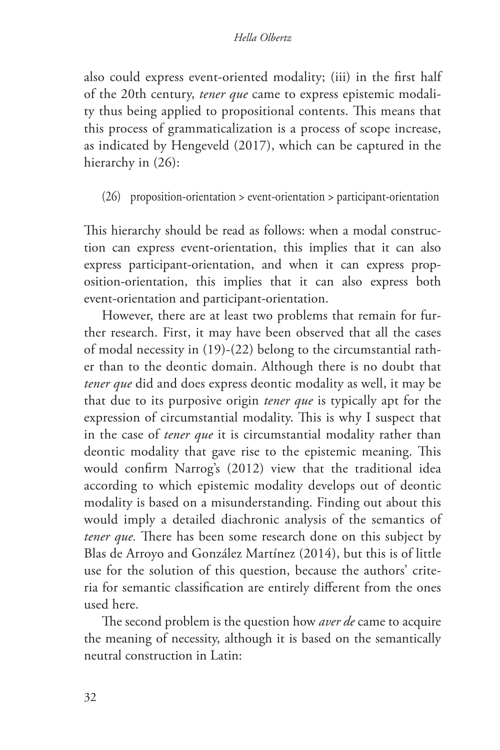also could express event-oriented modality; (iii) in the first half of the 20th century, *tener que* came to express epistemic modality thus being applied to propositional contents. This means that this process of grammaticalization is a process of scope increase, as indicated by Hengeveld (2017), which can be captured in the hierarchy in (26):

(26) proposition-orientation > event-orientation > participant-orientation

This hierarchy should be read as follows: when a modal construction can express event-orientation, this implies that it can also express participant-orientation, and when it can express proposition-orientation, this implies that it can also express both event-orientation and participant-orientation.

However, there are at least two problems that remain for further research. First, it may have been observed that all the cases of modal necessity in (19)-(22) belong to the circumstantial rather than to the deontic domain. Although there is no doubt that *tener que* did and does express deontic modality as well, it may be that due to its purposive origin *tener que* is typically apt for the expression of circumstantial modality. This is why I suspect that in the case of *tener que* it is circumstantial modality rather than deontic modality that gave rise to the epistemic meaning. This would confirm Narrog's (2012) view that the traditional idea according to which epistemic modality develops out of deontic modality is based on a misunderstanding. Finding out about this would imply a detailed diachronic analysis of the semantics of *tener que.* There has been some research done on this subject by Blas de Arroyo and González Martínez (2014), but this is of little use for the solution of this question, because the authors' criteria for semantic classification are entirely different from the ones used here.

The second problem is the question how *aver de* came to acquire the meaning of necessity, although it is based on the semantically neutral construction in Latin: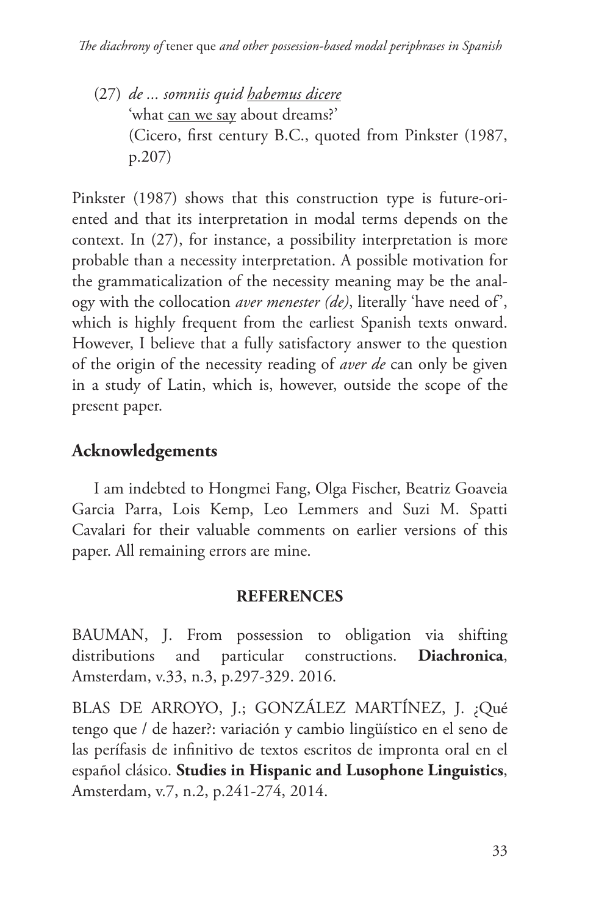(27) *de ... somniis quid <u>habemus dicere</u>*
'what <u>can we say</u> about dreams?'
(Cicero, first century B.C., quoted from Pinkster (1987, p.207)

Pinkster (1987) shows that this construction type is future-oriented and that its interpretation in modal terms depends on the context. In (27), for instance, a possibility interpretation is more probable than a necessity interpretation. A possible motivation for the grammaticalization of the necessity meaning may be the analogy with the collocation *aver menester (de)*, literally 'have need of', which is highly frequent from the earliest Spanish texts onward. However, I believe that a fully satisfactory answer to the question of the origin of the necessity reading of *aver de* can only be given in a study of Latin, which is, however, outside the scope of the present paper.

## Acknowledgements

I am indebted to Hongmei Fang, Olga Fischer, Beatriz Goaveia Garcia Parra, Lois Kemp, Leo Lemmers and Suzi M. Spatti Cavalari for their valuable comments on earlier versions of this paper. All remaining errors are mine.

## REFERENCES

BAUMAN, J. From possession to obligation via shifting distributions and particular constructions. **Diachronica**, Amsterdam, v.33, n.3, p.297-329. 2016.

BLAS DE ARROYO, J.; GONZÁLEZ MARTÍNEZ, J. ¿Qué tengo que / de hazer?: variación y cambio lingüístico en el seno de las perífasis de infinitivo de textos escritos de impronta oral en el español clásico. **Studies in Hispanic and Lusophone Linguistics**, Amsterdam, v.7, n.2, p.241-274, 2014.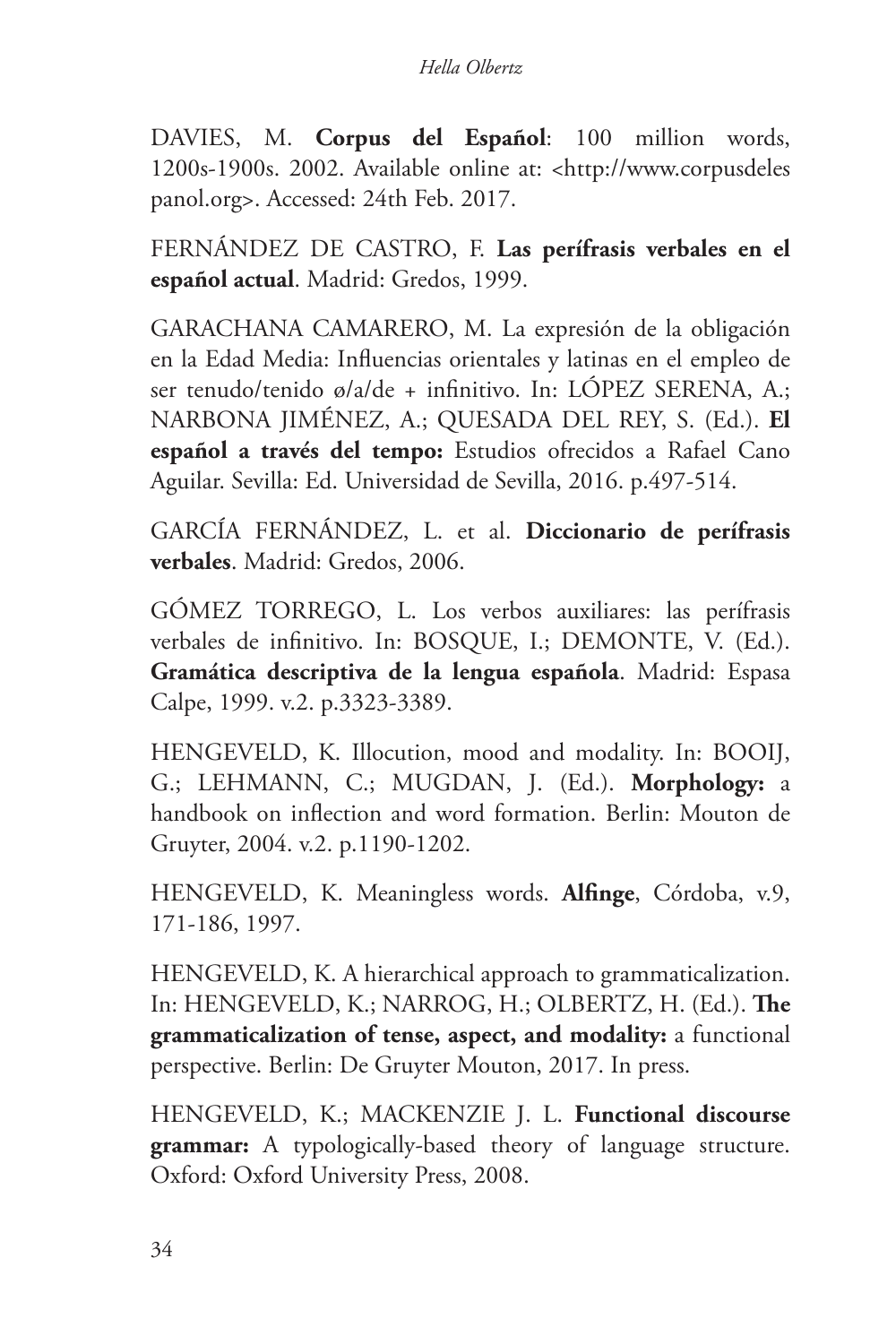DAVIES, M. **Corpus del Español**: 100 million words, 1200s-1900s. 2002. Available online at: <http://www.corpusdelespanol.org>. Accessed: 24th Feb. 2017.

FERNÁNDEZ DE CASTRO, F. **Las perífrasis verbales en el español actual**. Madrid: Gredos, 1999.

GARACHANA CAMARERO, M. La expresión de la obligación en la Edad Media: Influencias orientales y latinas en el empleo de ser tenudo/tenido ø/a/de + infinitivo. In: LÓPEZ SERENA, A.; NARBONA JIMÉNEZ, A.; QUESADA DEL REY, S. (Ed.). **El español a través del tempo:** Estudios ofrecidos a Rafael Cano Aguilar. Sevilla: Ed. Universidad de Sevilla, 2016. p.497-514.

GARCÍA FERNÁNDEZ, L. et al. **Diccionario de perífrasis verbales**. Madrid: Gredos, 2006.

GÓMEZ TORREGO, L. Los verbos auxiliares: las perífrasis verbales de infinitivo. In: BOSQUE, I.; DEMONTE, V. (Ed.). **Gramática descriptiva de la lengua española**. Madrid: Espasa Calpe, 1999. v.2. p.3323-3389.

HENGEVELD, K. Illocution, mood and modality. In: BOOIJ, G.; LEHMANN, C.; MUGDAN, J. (Ed.). **Morphology:** a handbook on inflection and word formation. Berlin: Mouton de Gruyter, 2004. v.2. p.1190-1202.

HENGEVELD, K. Meaningless words. **Alfinge**, Córdoba, v.9, 171-186, 1997.

HENGEVELD, K. A hierarchical approach to grammaticalization. In: HENGEVELD, K.; NARROG, H.; OLBERTZ, H. (Ed.). **The grammaticalization of tense, aspect, and modality:** a functional perspective. Berlin: De Gruyter Mouton, 2017. In press.

HENGEVELD, K.; MACKENZIE J. L. **Functional discourse grammar:** A typologically-based theory of language structure. Oxford: Oxford University Press, 2008.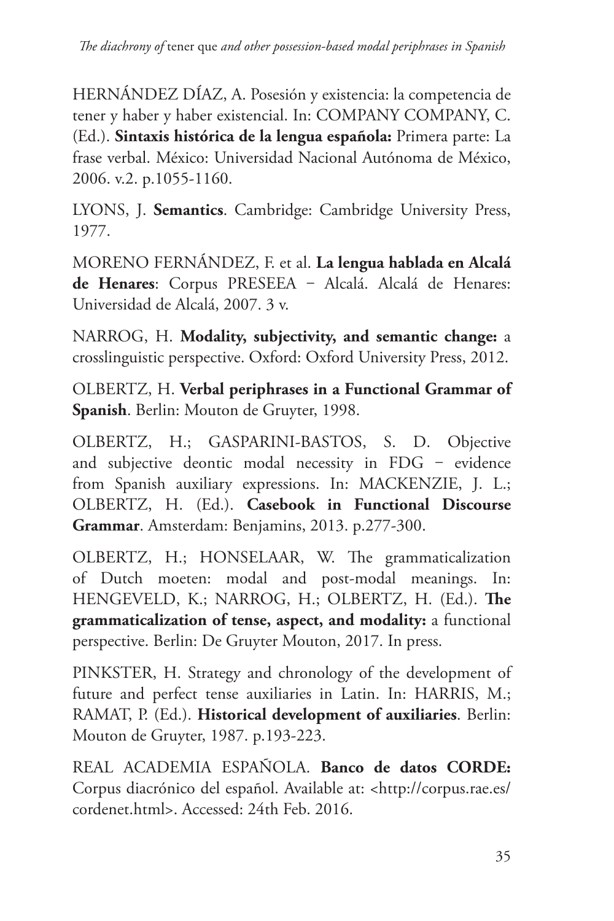HERNÁNDEZ DÍAZ, A. Posesión y existencia: la competencia de tener y haber y haber existencial. In: COMPANY COMPANY, C. (Ed.). **Sintaxis histórica de la lengua española:** Primera parte: La frase verbal. México: Universidad Nacional Autónoma de México, 2006. v.2. p.1055-1160.

LYONS, J. **Semantics**. Cambridge: Cambridge University Press, 1977.

MORENO FERNÁNDEZ, F. et al. **La lengua hablada en Alcalá de Henares**: Corpus PRESEEA − Alcalá. Alcalá de Henares: Universidad de Alcalá, 2007. 3 v.

NARROG, H. **Modality, subjectivity, and semantic change:** a crosslinguistic perspective. Oxford: Oxford University Press, 2012.

OLBERTZ, H. **Verbal periphrases in a Functional Grammar of Spanish**. Berlin: Mouton de Gruyter, 1998.

OLBERTZ, H.; GASPARINI-BASTOS, S. D. Objective and subjective deontic modal necessity in FDG − evidence from Spanish auxiliary expressions. In: MACKENZIE, J. L.; OLBERTZ, H. (Ed.). **Casebook in Functional Discourse Grammar**. Amsterdam: Benjamins, 2013. p.277-300.

OLBERTZ, H.; HONSELAAR, W. The grammaticalization of Dutch moeten: modal and post-modal meanings. In: HENGEVELD, K.; NARROG, H.; OLBERTZ, H. (Ed.). **The grammaticalization of tense, aspect, and modality:** a functional perspective. Berlin: De Gruyter Mouton, 2017. In press.

PINKSTER, H. Strategy and chronology of the development of future and perfect tense auxiliaries in Latin. In: HARRIS, M.; RAMAT, P. (Ed.). **Historical development of auxiliaries**. Berlin: Mouton de Gruyter, 1987. p.193-223.

REAL ACADEMIA ESPAÑOLA. **Banco de datos CORDE:** Corpus diacrónico del español. Available at: <http://corpus.rae.es/cordenet.html>. Accessed: 24th Feb. 2016.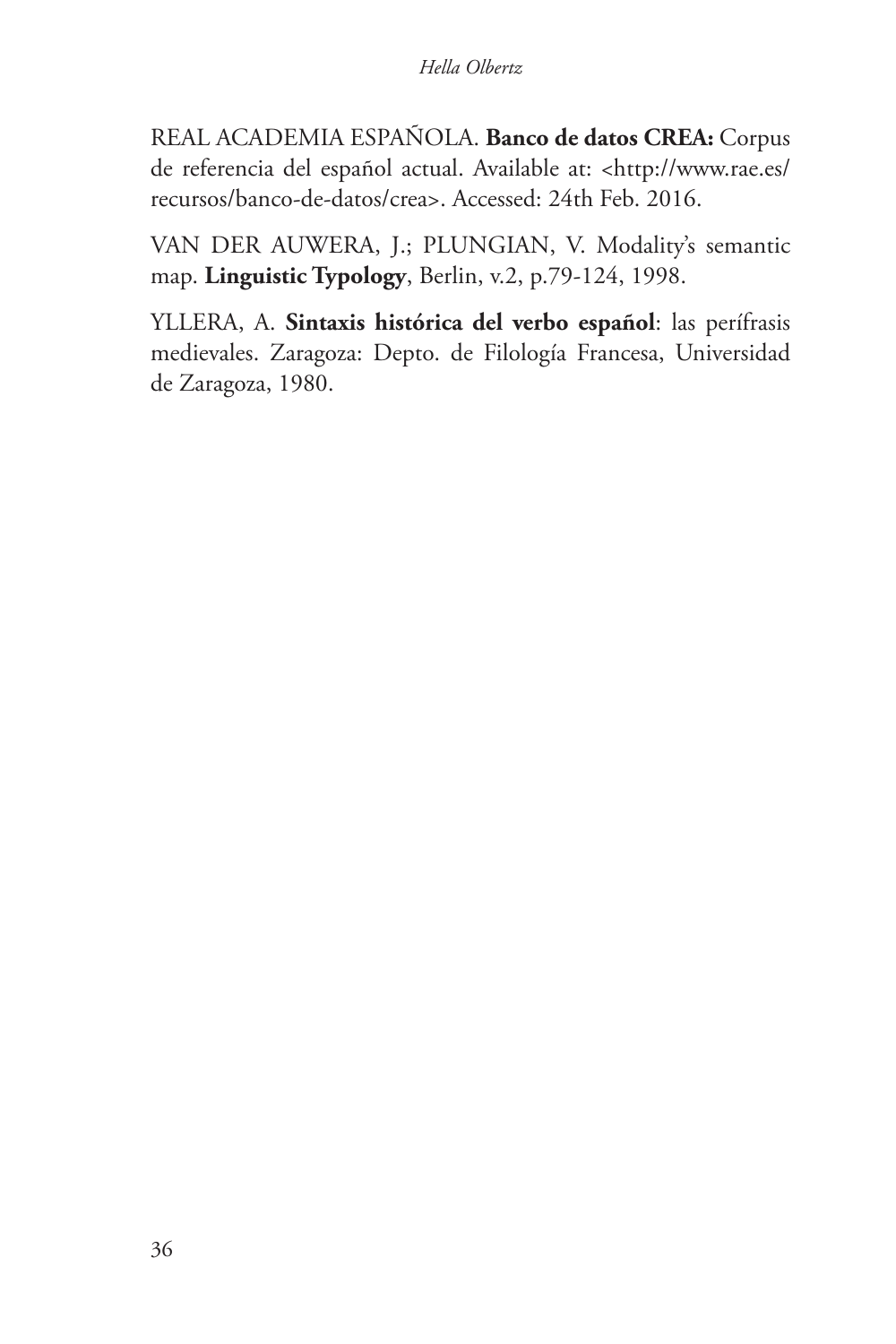REAL ACADEMIA ESPAÑOLA. **Banco de datos CREA:** Corpus de referencia del español actual. Available at: <http://www.rae.es/recursos/banco-de-datos/crea>. Accessed: 24th Feb. 2016.

VAN DER AUWERA, J.; PLUNGIAN, V. Modality's semantic map. **Linguistic Typology**, Berlin, v.2, p.79-124, 1998.

YLLERA, A. **Sintaxis histórica del verbo español**: las perífrasis medievales. Zaragoza: Depto. de Filología Francesa, Universidad de Zaragoza, 1980.